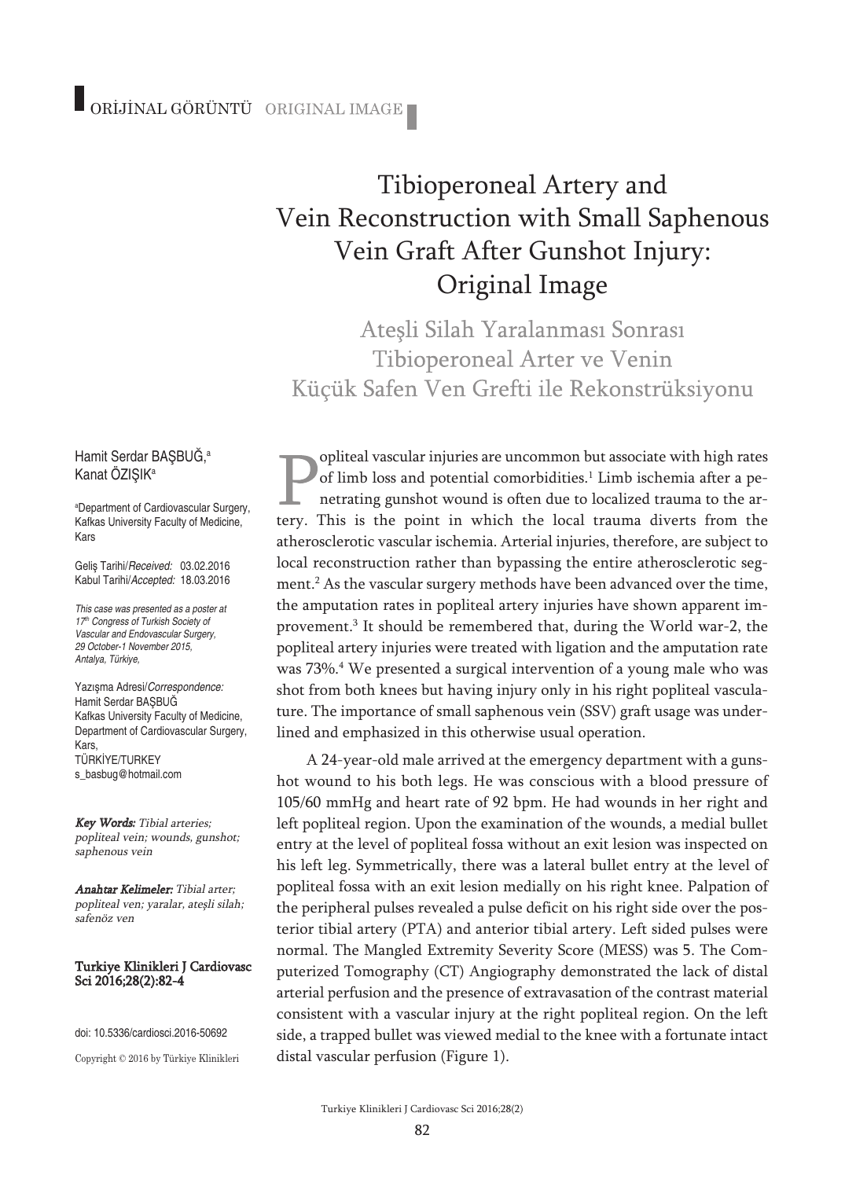ORİJİNAL GÖRÜNTÜ ORIGINAL IMAGE

# Tibioperoneal Artery and Vein Reconstruction with Small Saphenous Vein Graft After Gunshot Injury: Original Image

## Ateşli Silah Yaralanması Sonrası Tibioperoneal Arter ve Venin Küçük Safen Ven Grefti ile Rekonstrüksiyonu

Hamit Serdar BAŞBUĞ,[a] Kanat ÖZIŞIK[a]

[a]Department of Cardiovascular Surgery, Kafkas University Faculty of Medicine, Kars

Geliş Tarihi/*Received:* 03.02.2016
Kabul Tarihi/*Accepted:* 18.03.2016

*This case was presented as a poster at 17th Congress of Turkish Society of Vascular and Endovascular Surgery, 29 October-1 November 2015, Antalya, Türkiye,*

Yazışma Adresi/*Correspondence:*
Hamit Serdar BAŞBUĞ
Kafkas University Faculty of Medicine, Department of Cardiovascular Surgery, Kars,
TÜRKİYE/TURKEY
s_basbug@hotmail.com

***Key Words:*** *Tibial arteries; popliteal vein; wounds, gunshot; saphenous vein*

***Anahtar Kelimeler:*** *Tibial arter; popliteal ven; yaralar, ateşli silah; safenöz ven*

**Turkiye Klinikleri J Cardiovasc Sci 2016;28(2):82-4**

doi: 10.5336/cardiosci.2016-50692

Copyright © 2016 by Türkiye Klinikleri

Popliteal vascular injuries are uncommon but associate with high rates of limb loss and potential comorbidities.[1] Limb ischemia after a penetrating gunshot wound is often due to localized trauma to the artery. This is the point in which the local trauma diverts from the atherosclerotic vascular ischemia. Arterial injuries, therefore, are subject to local reconstruction rather than bypassing the entire atherosclerotic segment.[2] As the vascular surgery methods have been advanced over the time, the amputation rates in popliteal artery injuries have shown apparent improvement.[3] It should be remembered that, during the World war-2, the popliteal artery injuries were treated with ligation and the amputation rate was 73%.[4] We presented a surgical intervention of a young male who was shot from both knees but having injury only in his right popliteal vasculature. The importance of small saphenous vein (SSV) graft usage was underlined and emphasized in this otherwise usual operation.

A 24-year-old male arrived at the emergency department with a gunshot wound to his both legs. He was conscious with a blood pressure of 105/60 mmHg and heart rate of 92 bpm. He had wounds in her right and left popliteal region. Upon the examination of the wounds, a medial bullet entry at the level of popliteal fossa without an exit lesion was inspected on his left leg. Symmetrically, there was a lateral bullet entry at the level of popliteal fossa with an exit lesion medially on his right knee. Palpation of the peripheral pulses revealed a pulse deficit on his right side over the posterior tibial artery (PTA) and anterior tibial artery. Left sided pulses were normal. The Mangled Extremity Severity Score (MESS) was 5. The Computerized Tomography (CT) Angiography demonstrated the lack of distal arterial perfusion and the presence of extravasation of the contrast material consistent with a vascular injury at the right popliteal region. On the left side, a trapped bullet was viewed medial to the knee with a fortunate intact distal vascular perfusion (Figure 1).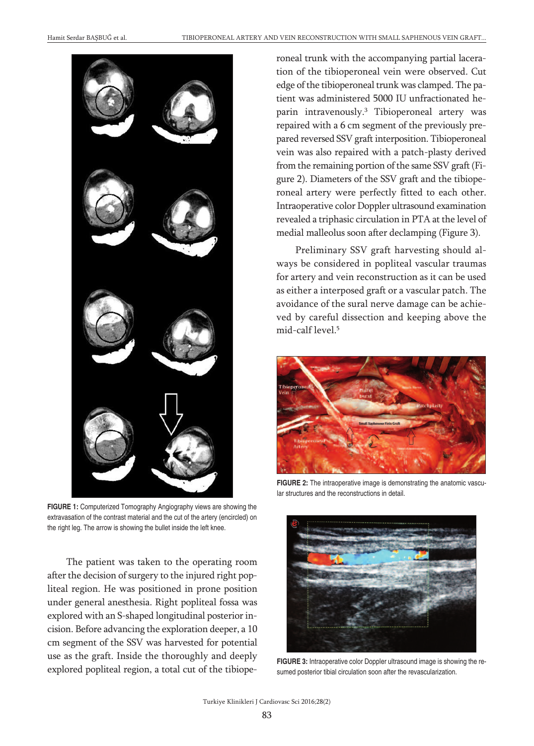FIGURE 1: Computerized Tomography Angiography views are showing the extravasation of the contrast material and the cut of the artery (encircled) on the right leg. The arrow is showing the bullet inside the left knee.

The patient was taken to the operating room after the decision of surgery to the injured right popliteal region. He was positioned in prone position under general anesthesia. Right popliteal fossa was explored with an S-shaped longitudinal posterior incision. Before advancing the exploration deeper, a 10 cm segment of the SSV was harvested for potential use as the graft. Inside the thoroughly and deeply explored popliteal region, a total cut of the tibioperoneal trunk with the accompanying partial laceration of the tibioperoneal vein were observed. Cut edge of the tibioperoneal trunk was clamped. The patient was administered 5000 IU unfractionated heparin intravenously.[3] Tibioperoneal artery was repaired with a 6 cm segment of the previously prepared reversed SSV graft interposition. Tibioperoneal vein was also repaired with a patch-plasty derived from the remaining portion of the same SSV graft (Figure 2). Diameters of the SSV graft and the tibioperoneal artery were perfectly fitted to each other. Intraoperative color Doppler ultrasound examination revealed a triphasic circulation in PTA at the level of medial malleolus soon after declamping (Figure 3).

Preliminary SSV graft harvesting should always be considered in popliteal vascular traumas for artery and vein reconstruction as it can be used as either a interposed graft or a vascular patch. The avoidance of the sural nerve damage can be achieved by careful dissection and keeping above the mid-calf level.[5]

FIGURE 2: The intraoperative image is demonstrating the anatomic vascular structures and the reconstructions in detail.

FIGURE 3: Intraoperative color Doppler ultrasound image is showing the resumed posterior tibial circulation soon after the revascularization.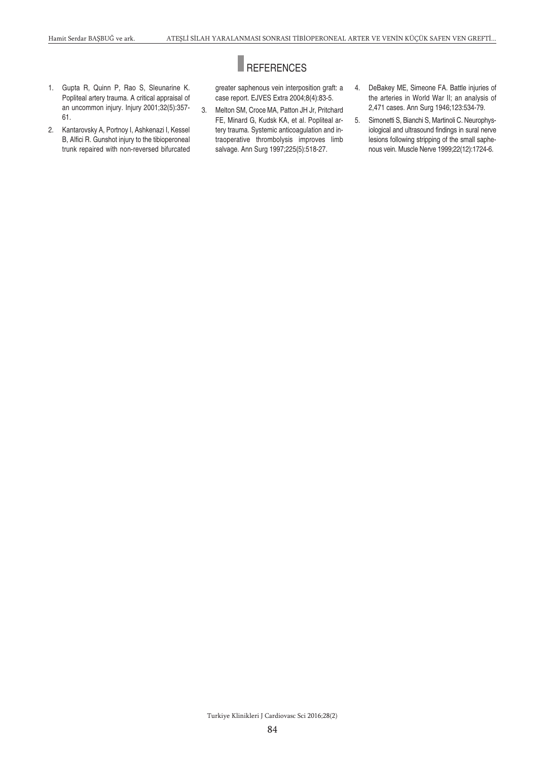## REFERENCES

1. Gupta R, Quinn P, Rao S, Sleunarine K. Popliteal artery trauma. A critical appraisal of an uncommon injury. Injury 2001;32(5):357-61.
2. Kantarovsky A, Portnoy I, Ashkenazi I, Kessel B, Alfici R. Gunshot injury to the tibioperoneal trunk repaired with non-reversed bifurcated greater saphenous vein interposition graft: a case report. EJVES Extra 2004;8(4):83-5.
3. Melton SM, Croce MA, Patton JH Jr, Pritchard FE, Minard G, Kudsk KA, et al. Popliteal artery trauma. Systemic anticoagulation and intraoperative thrombolysis improves limb salvage. Ann Surg 1997;225(5):518-27.
4. DeBakey ME, Simeone FA. Battle injuries of the arteries in World War II; an analysis of 2,471 cases. Ann Surg 1946;123:534-79.
5. Simonetti S, Bianchi S, Martinoli C. Neurophysiological and ultrasound findings in sural nerve lesions following stripping of the small saphenous vein. Muscle Nerve 1999;22(12):1724-6.